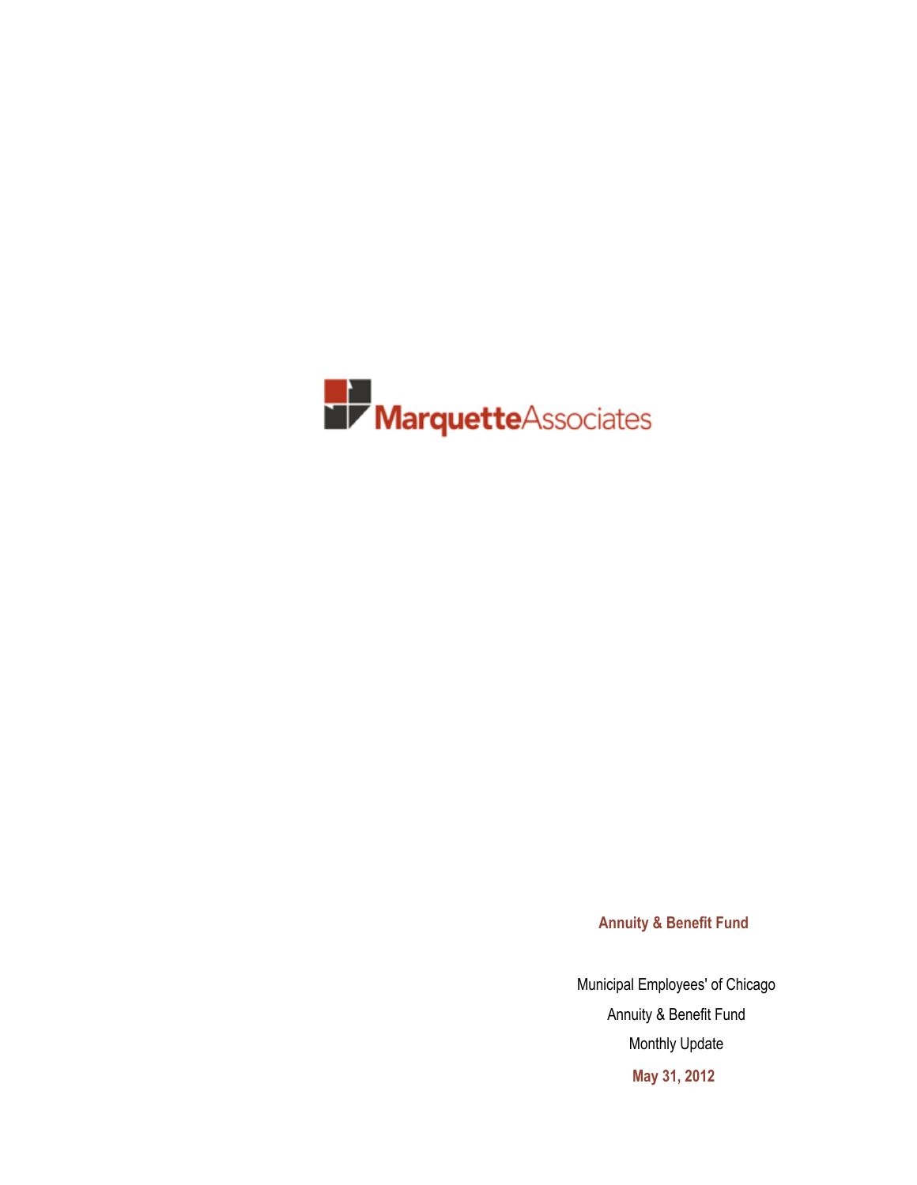MarquetteAssociates

**Annuity & Benefit Fund**

Municipal Employees' of Chicago

Annuity & Benefit Fund

Monthly Update

**May 31, 2012**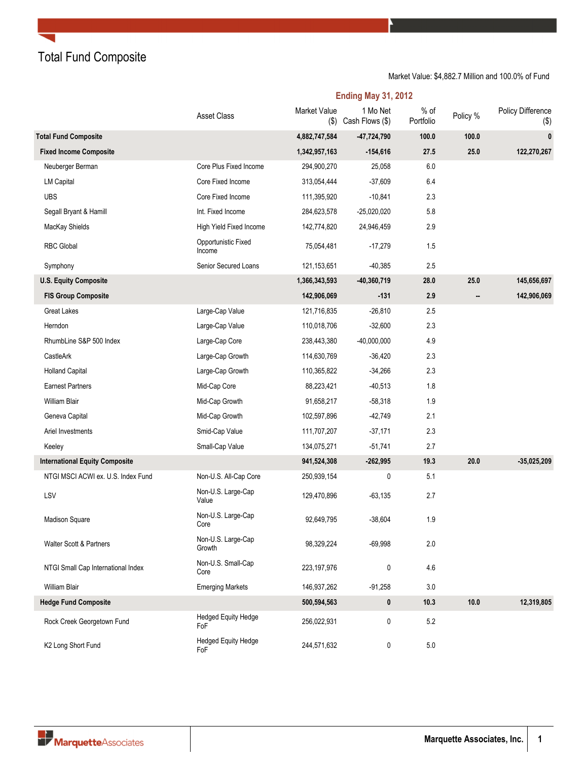# Total Fund Composite

Market Value: $4,882.7 Million and 100.0% of Fund

| | Ending May 31, 2012 | | | | | |
|---|---|---|---|---|---|---|
| | Asset Class | Market Value ($) | 1 Mo Net Cash Flows ($) | % of Portfolio | Policy % | Policy Difference ($) |
| **Total Fund Composite** | | **4,882,747,584** | **-47,724,790** | **100.0** | **100.0** | **0** |
| **Fixed Income Composite** | | **1,342,957,163** | **-154,616** | **27.5** | **25.0** | **122,270,267** |
| Neuberger Berman | Core Plus Fixed Income | 294,900,270 | 25,058 | 6.0 | | |
| LM Capital | Core Fixed Income | 313,054,444 | -37,609 | 6.4 | | |
| UBS | Core Fixed Income | 111,395,920 | -10,841 | 2.3 | | |
| Segall Bryant & Hamill | Int. Fixed Income | 284,623,578 | -25,020,020 | 5.8 | | |
| MacKay Shields | High Yield Fixed Income | 142,774,820 | 24,946,459 | 2.9 | | |
| RBC Global | Opportunistic Fixed Income | 75,054,481 | -17,279 | 1.5 | | |
| Symphony | Senior Secured Loans | 121,153,651 | -40,385 | 2.5 | | |
| **U.S. Equity Composite** | | **1,366,343,593** | **-40,360,719** | **28.0** | **25.0** | **145,656,697** |
| **FIS Group Composite** | | **142,906,069** | **-131** | **2.9** | **--** | **142,906,069** |
| Great Lakes | Large-Cap Value | 121,716,835 | -26,810 | 2.5 | | |
| Herndon | Large-Cap Value | 110,018,706 | -32,600 | 2.3 | | |
| RhumbLine S&P 500 Index | Large-Cap Core | 238,443,380 | -40,000,000 | 4.9 | | |
| CastleArk | Large-Cap Growth | 114,630,769 | -36,420 | 2.3 | | |
| Holland Capital | Large-Cap Growth | 110,365,822 | -34,266 | 2.3 | | |
| Earnest Partners | Mid-Cap Core | 88,223,421 | -40,513 | 1.8 | | |
| William Blair | Mid-Cap Growth | 91,658,217 | -58,318 | 1.9 | | |
| Geneva Capital | Mid-Cap Growth | 102,597,896 | -42,749 | 2.1 | | |
| Ariel Investments | Smid-Cap Value | 111,707,207 | -37,171 | 2.3 | | |
| Keeley | Small-Cap Value | 134,075,271 | -51,741 | 2.7 | | |
| **International Equity Composite** | | **941,524,308** | **-262,995** | **19.3** | **20.0** | **-35,025,209** |
| NTGI MSCI ACWI ex. U.S. Index Fund | Non-U.S. All-Cap Core | 250,939,154 | 0 | 5.1 | | |
| LSV | Non-U.S. Large-Cap Value | 129,470,896 | -63,135 | 2.7 | | |
| Madison Square | Non-U.S. Large-Cap Core | 92,649,795 | -38,604 | 1.9 | | |
| Walter Scott & Partners | Non-U.S. Large-Cap Growth | 98,329,224 | -69,998 | 2.0 | | |
| NTGI Small Cap International Index | Non-U.S. Small-Cap Core | 223,197,976 | 0 | 4.6 | | |
| William Blair | Emerging Markets | 146,937,262 | -91,258 | 3.0 | | |
| **Hedge Fund Composite** | | **500,594,563** | **0** | **10.3** | **10.0** | **12,319,805** |
| Rock Creek Georgetown Fund | Hedged Equity Hedge FoF | 256,022,931 | 0 | 5.2 | | |
| K2 Long Short Fund | Hedged Equity Hedge FoF | 244,571,632 | 0 | 5.0 | | |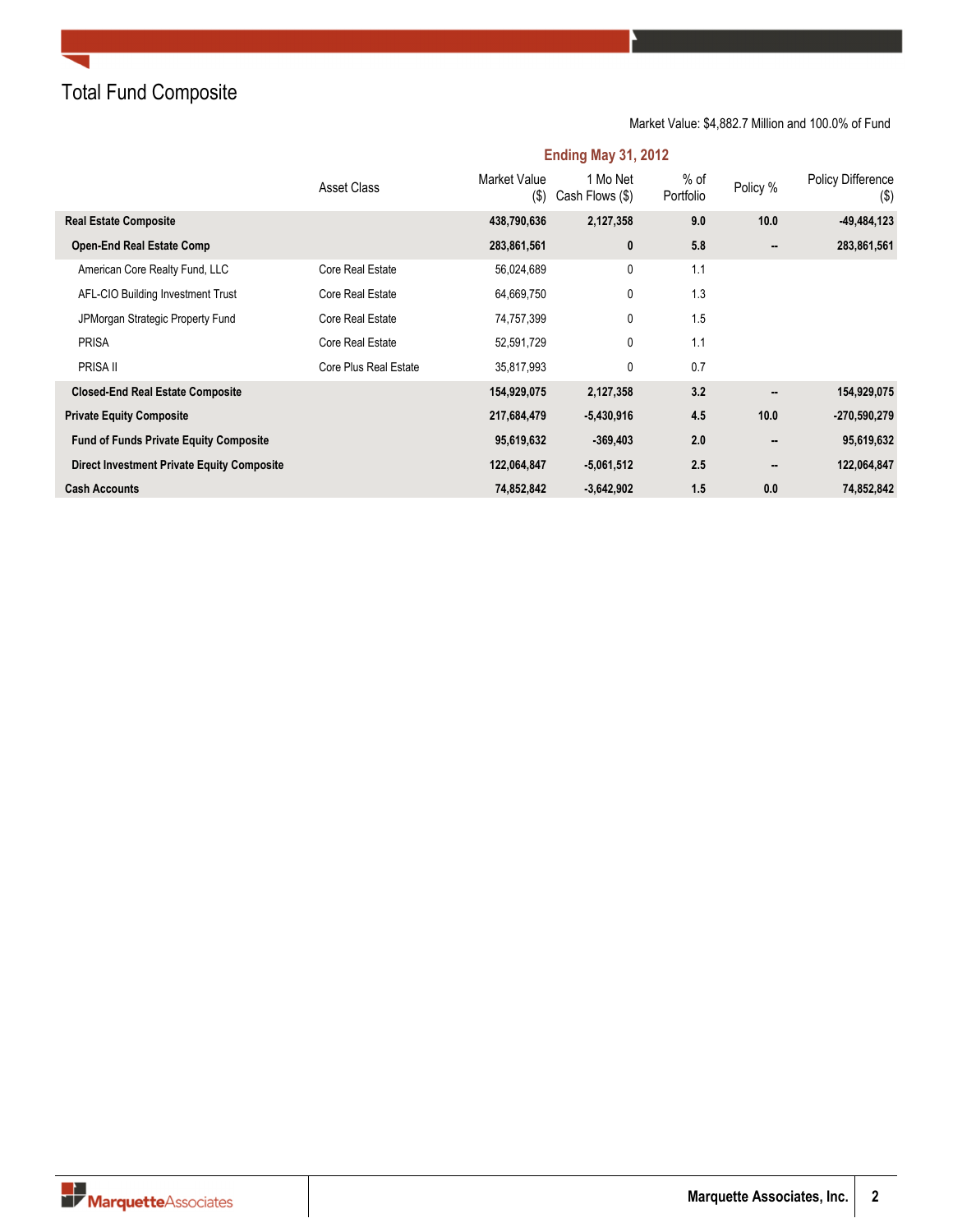# Total Fund Composite

Market Value: $4,882.7 Million and 100.0% of Fund

| | Ending May 31, 2012 | | | | | |
|---|---|---|---|---|---|---|
| | Asset Class | Market Value ($) | 1 Mo Net Cash Flows ($) | % of Portfolio | Policy % | Policy Difference ($) |
| **Real Estate Composite** | | **438,790,636** | **2,127,358** | **9.0** | **10.0** | **-49,484,123** |
| **Open-End Real Estate Comp** | | **283,861,561** | **0** | **5.8** | **--** | **283,861,561** |
| American Core Realty Fund, LLC | Core Real Estate | 56,024,689 | 0 | 1.1 | | |
| AFL-CIO Building Investment Trust | Core Real Estate | 64,669,750 | 0 | 1.3 | | |
| JPMorgan Strategic Property Fund | Core Real Estate | 74,757,399 | 0 | 1.5 | | |
| PRISA | Core Real Estate | 52,591,729 | 0 | 1.1 | | |
| PRISA II | Core Plus Real Estate | 35,817,993 | 0 | 0.7 | | |
| **Closed-End Real Estate Composite** | | **154,929,075** | **2,127,358** | **3.2** | **--** | **154,929,075** |
| **Private Equity Composite** | | **217,684,479** | **-5,430,916** | **4.5** | **10.0** | **-270,590,279** |
| **Fund of Funds Private Equity Composite** | | **95,619,632** | **-369,403** | **2.0** | **--** | **95,619,632** |
| **Direct Investment Private Equity Composite** | | **122,064,847** | **-5,061,512** | **2.5** | **--** | **122,064,847** |
| **Cash Accounts** | | **74,852,842** | **-3,642,902** | **1.5** | **0.0** | **74,852,842** |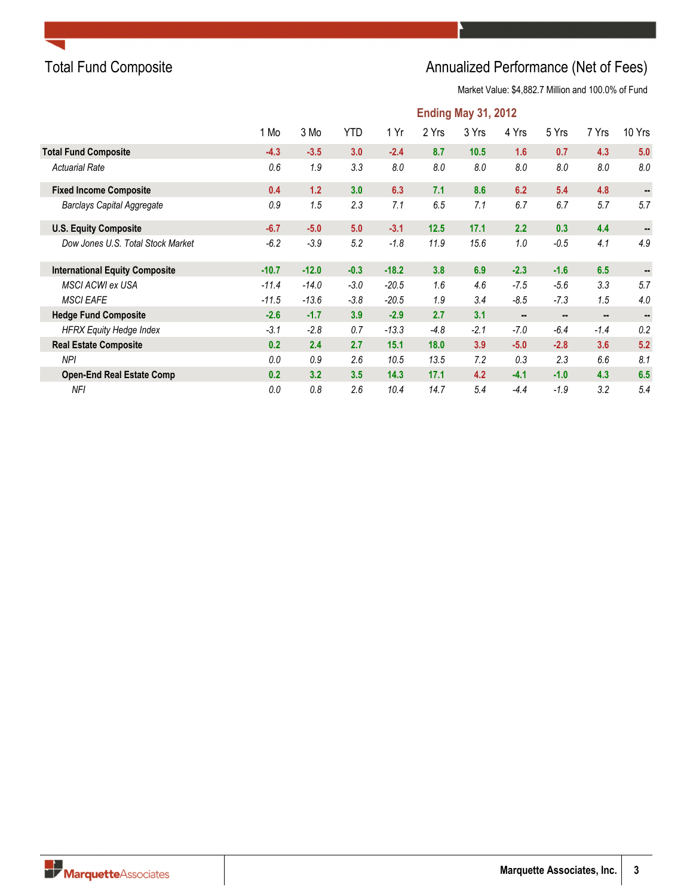# Total Fund Composite

## Annualized Performance (Net of Fees)

Market Value: $4,882.7 Million and 100.0% of Fund

| | Ending May 31, 2012 | | | | | | | | | |
|---|---|---|---|---|---|---|---|---|---|---|
| | 1 Mo | 3 Mo | YTD | 1 Yr | 2 Yrs | 3 Yrs | 4 Yrs | 5 Yrs | 7 Yrs | 10 Yrs |
| **Total Fund Composite** | **-4.3** | **-3.5** | **3.0** | **-2.4** | **8.7** | **10.5** | **1.6** | **0.7** | **4.3** | **5.0** |
| *Actuarial Rate* | *0.6* | *1.9* | *3.3* | *8.0* | *8.0* | *8.0* | *8.0* | *8.0* | *8.0* | *8.0* |
| **Fixed Income Composite** | **0.4** | **1.2** | **3.0** | **6.3** | **7.1** | **8.6** | **6.2** | **5.4** | **4.8** | **--** |
| *Barclays Capital Aggregate* | *0.9* | *1.5* | *2.3* | *7.1* | *6.5* | *7.1* | *6.7* | *6.7* | *5.7* | *5.7* |
| **U.S. Equity Composite** | **-6.7** | **-5.0** | **5.0** | **-3.1** | **12.5** | **17.1** | **2.2** | **0.3** | **4.4** | **--** |
| *Dow Jones U.S. Total Stock Market* | *-6.2* | *-3.9* | *5.2* | *-1.8* | *11.9* | *15.6* | *1.0* | *-0.5* | *4.1* | *4.9* |
| **International Equity Composite** | **-10.7** | **-12.0** | **-0.3** | **-18.2** | **3.8** | **6.9** | **-2.3** | **-1.6** | **6.5** | **--** |
| *MSCI ACWI ex USA* | *-11.4* | *-14.0* | *-3.0* | *-20.5* | *1.6* | *4.6* | *-7.5* | *-5.6* | *3.3* | *5.7* |
| *MSCI EAFE* | *-11.5* | *-13.6* | *-3.8* | *-20.5* | *1.9* | *3.4* | *-8.5* | *-7.3* | *1.5* | *4.0* |
| **Hedge Fund Composite** | **-2.6** | **-1.7** | **3.9** | **-2.9** | **2.7** | **3.1** | **--** | **--** | **--** | **--** |
| *HFRX Equity Hedge Index* | *-3.1* | *-2.8* | *0.7* | *-13.3* | *-4.8* | *-2.1* | *-7.0* | *-6.4* | *-1.4* | *0.2* |
| **Real Estate Composite** | **0.2** | **2.4** | **2.7** | **15.1** | **18.0** | **3.9** | **-5.0** | **-2.8** | **3.6** | **5.2** |
| *NPI* | *0.0* | *0.9* | *2.6* | *10.5* | *13.5* | *7.2* | *0.3* | *2.3* | *6.6* | *8.1* |
| **Open-End Real Estate Comp** | **0.2** | **3.2** | **3.5** | **14.3** | **17.1** | **4.2** | **-4.1** | **-1.0** | **4.3** | **6.5** |
| *NFI* | *0.0* | *0.8* | *2.6* | *10.4* | *14.7* | *5.4* | *-4.4* | *-1.9* | *3.2* | *5.4* |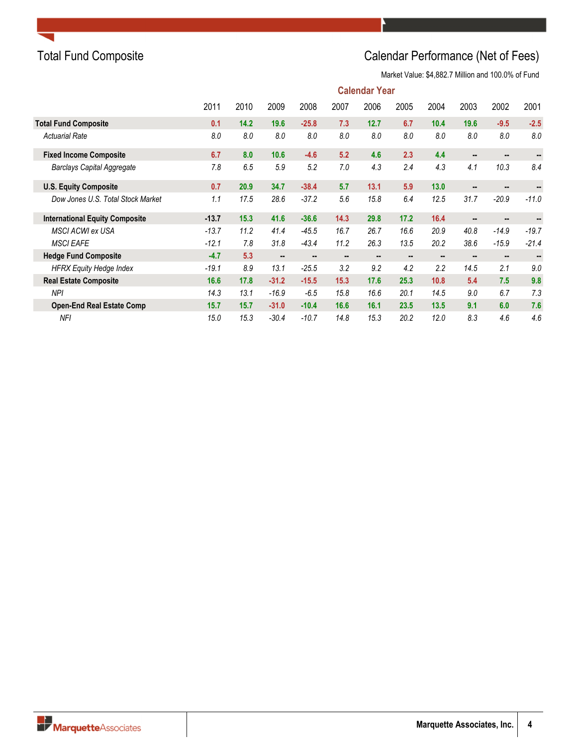# Total Fund Composite

## Calendar Performance (Net of Fees)

Market Value: $4,882.7 Million and 100.0% of Fund

| | Calendar Year | | | | | | | | | | |
|---|---|---|---|---|---|---|---|---|---|---|---|
| | 2011 | 2010 | 2009 | 2008 | 2007 | 2006 | 2005 | 2004 | 2003 | 2002 | 2001 |
| **Total Fund Composite** | **0.1** | **14.2** | **19.6** | **-25.8** | **7.3** | **12.7** | **6.7** | **10.4** | **19.6** | **-9.5** | **-2.5** |
| *Actuarial Rate* | *8.0* | *8.0* | *8.0* | *8.0* | *8.0* | *8.0* | *8.0* | *8.0* | *8.0* | *8.0* | *8.0* |
| **Fixed Income Composite** | **6.7** | **8.0** | **10.6** | **-4.6** | **5.2** | **4.6** | **2.3** | **4.4** | **--** | **--** | **--** |
| *Barclays Capital Aggregate* | *7.8* | *6.5* | *5.9* | *5.2* | *7.0* | *4.3* | *2.4* | *4.3* | *4.1* | *10.3* | *8.4* |
| **U.S. Equity Composite** | **0.7** | **20.9** | **34.7** | **-38.4** | **5.7** | **13.1** | **5.9** | **13.0** | **--** | **--** | **--** |
| *Dow Jones U.S. Total Stock Market* | *1.1* | *17.5* | *28.6* | *-37.2* | *5.6* | *15.8* | *6.4* | *12.5* | *31.7* | *-20.9* | *-11.0* |
| **International Equity Composite** | **-13.7** | **15.3** | **41.6** | **-36.6** | **14.3** | **29.8** | **17.2** | **16.4** | **--** | **--** | **--** |
| *MSCI ACWI ex USA* | *-13.7* | *11.2* | *41.4* | *-45.5* | *16.7* | *26.7* | *16.6* | *20.9* | *40.8* | *-14.9* | *-19.7* |
| *MSCI EAFE* | *-12.1* | *7.8* | *31.8* | *-43.4* | *11.2* | *26.3* | *13.5* | *20.2* | *38.6* | *-15.9* | *-21.4* |
| **Hedge Fund Composite** | **-4.7** | **5.3** | **--** | **--** | **--** | **--** | **--** | **--** | **--** | **--** | **--** |
| *HFRX Equity Hedge Index* | *-19.1* | *8.9* | *13.1* | *-25.5* | *3.2* | *9.2* | *4.2* | *2.2* | *14.5* | *2.1* | *9.0* |
| **Real Estate Composite** | **16.6** | **17.8** | **-31.2** | **-15.5** | **15.3** | **17.6** | **25.3** | **10.8** | **5.4** | **7.5** | **9.8** |
| *NPI* | *14.3* | *13.1* | *-16.9* | *-6.5* | *15.8* | *16.6* | *20.1* | *14.5* | *9.0* | *6.7* | *7.3* |
| **Open-End Real Estate Comp** | **15.7** | **15.7** | **-31.0** | **-10.4** | **16.6** | **16.1** | **23.5** | **13.5** | **9.1** | **6.0** | **7.6** |
| *NFI* | *15.0* | *15.3* | *-30.4* | *-10.7* | *14.8* | *15.3* | *20.2* | *12.0* | *8.3* | *4.6* | *4.6* |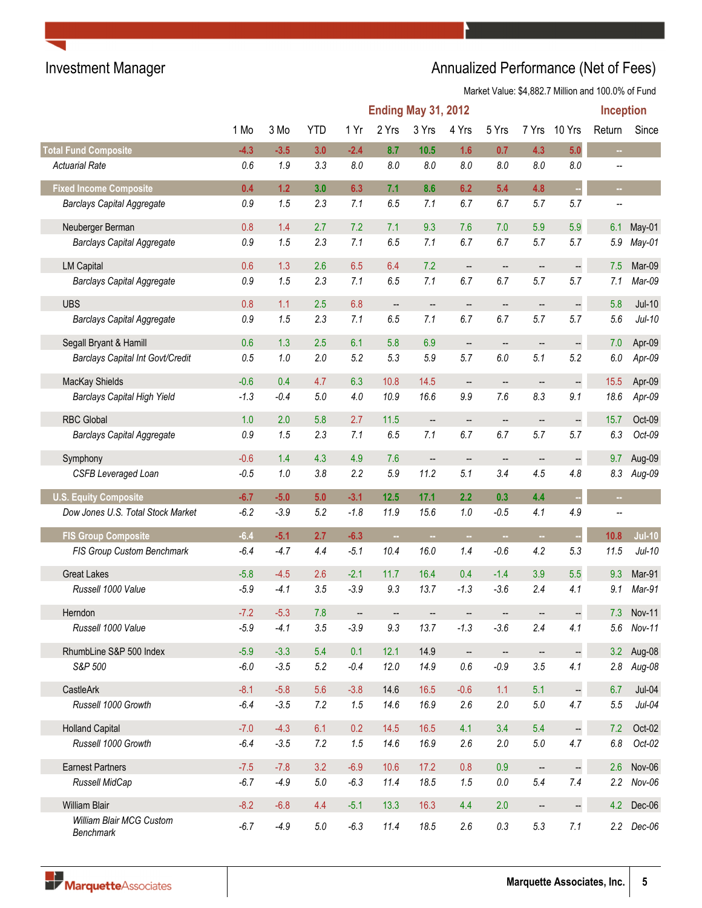## Investment Manager

## Annualized Performance (Net of Fees)

Market Value: $4,882.7 Million and 100.0% of Fund

| | Ending May 31, 2012 | | | | | | | | | | Inception | |
|---|---|---|---|---|---|---|---|---|---|---|---|---|
| | 1 Mo | 3 Mo | YTD | 1 Yr | 2 Yrs | 3 Yrs | 4 Yrs | 5 Yrs | 7 Yrs | 10 Yrs | Return | Since |
| **Total Fund Composite** | **-4.3** | **-3.5** | **3.0** | **-2.4** | **8.7** | **10.5** | **1.6** | **0.7** | **4.3** | **5.0** | -- | |
| *Actuarial Rate* | *0.6* | *1.9* | *3.3* | *8.0* | *8.0* | *8.0* | *8.0* | *8.0* | *8.0* | *8.0* | -- | |
| **Fixed Income Composite** | **0.4** | **1.2** | **3.0** | **6.3** | **7.1** | **8.6** | **6.2** | **5.4** | **4.8** | -- | -- | |
| *Barclays Capital Aggregate* | *0.9* | *1.5* | *2.3* | *7.1* | *6.5* | *7.1* | *6.7* | *6.7* | *5.7* | *5.7* | -- | |
| Neuberger Berman | 0.8 | 1.4 | 2.7 | 7.2 | 7.1 | 9.3 | 7.6 | 7.0 | 5.9 | 5.9 | 6.1 | May-01 |
| *Barclays Capital Aggregate* | *0.9* | *1.5* | *2.3* | *7.1* | *6.5* | *7.1* | *6.7* | *6.7* | *5.7* | *5.7* | *5.9* | *May-01* |
| LM Capital | 0.6 | 1.3 | 2.6 | 6.5 | 6.4 | 7.2 | -- | -- | -- | -- | 7.5 | Mar-09 |
| *Barclays Capital Aggregate* | *0.9* | *1.5* | *2.3* | *7.1* | *6.5* | *7.1* | *6.7* | *6.7* | *5.7* | *5.7* | *7.1* | *Mar-09* |
| UBS | 0.8 | 1.1 | 2.5 | 6.8 | -- | -- | -- | -- | -- | -- | 5.8 | Jul-10 |
| *Barclays Capital Aggregate* | *0.9* | *1.5* | *2.3* | *7.1* | *6.5* | *7.1* | *6.7* | *6.7* | *5.7* | *5.7* | *5.6* | *Jul-10* |
| Segall Bryant & Hamill | 0.6 | 1.3 | 2.5 | 6.1 | 5.8 | 6.9 | -- | -- | -- | -- | 7.0 | Apr-09 |
| *Barclays Capital Int Govt/Credit* | *0.5* | *1.0* | *2.0* | *5.2* | *5.3* | *5.9* | *5.7* | *6.0* | *5.1* | *5.2* | *6.0* | *Apr-09* |
| MacKay Shields | -0.6 | 0.4 | 4.7 | 6.3 | 10.8 | 14.5 | -- | -- | -- | -- | 15.5 | Apr-09 |
| *Barclays Capital High Yield* | *-1.3* | *-0.4* | *5.0* | *4.0* | *10.9* | *16.6* | *9.9* | *7.6* | *8.3* | *9.1* | *18.6* | *Apr-09* |
| RBC Global | 1.0 | 2.0 | 5.8 | 2.7 | 11.5 | -- | -- | -- | -- | -- | 15.7 | Oct-09 |
| *Barclays Capital Aggregate* | *0.9* | *1.5* | *2.3* | *7.1* | *6.5* | *7.1* | *6.7* | *6.7* | *5.7* | *5.7* | *6.3* | *Oct-09* |
| Symphony | -0.6 | 1.4 | 4.3 | 4.9 | 7.6 | -- | -- | -- | -- | -- | 9.7 | Aug-09 |
| *CSFB Leveraged Loan* | *-0.5* | *1.0* | *3.8* | *2.2* | *5.9* | *11.2* | *5.1* | *3.4* | *4.5* | *4.8* | *8.3* | *Aug-09* |
| **U.S. Equity Composite** | **-6.7** | **-5.0** | **5.0** | **-3.1** | **12.5** | **17.1** | **2.2** | **0.3** | **4.4** | -- | -- | |
| *Dow Jones U.S. Total Stock Market* | *-6.2* | *-3.9* | *5.2* | *-1.8* | *11.9* | *15.6* | *1.0* | *-0.5* | *4.1* | *4.9* | -- | |
| **FIS Group Composite** | **-6.4** | **-5.1** | **2.7** | **-6.3** | -- | -- | -- | -- | -- | -- | **10.8** | **Jul-10** |
| *FIS Group Custom Benchmark* | *-6.4* | *-4.7* | *4.4* | *-5.1* | *10.4* | *16.0* | *1.4* | *-0.6* | *4.2* | *5.3* | *11.5* | *Jul-10* |
| Great Lakes | -5.8 | -4.5 | 2.6 | -2.1 | 11.7 | 16.4 | 0.4 | -1.4 | 3.9 | 5.5 | 9.3 | Mar-91 |
| *Russell 1000 Value* | *-5.9* | *-4.1* | *3.5* | *-3.9* | *9.3* | *13.7* | *-1.3* | *-3.6* | *2.4* | *4.1* | *9.1* | *Mar-91* |
| Herndon | -7.2 | -5.3 | 7.8 | -- | -- | -- | -- | -- | -- | -- | 7.3 | Nov-11 |
| *Russell 1000 Value* | *-5.9* | *-4.1* | *3.5* | *-3.9* | *9.3* | *13.7* | *-1.3* | *-3.6* | *2.4* | *4.1* | *5.6* | *Nov-11* |
| RhumbLine S&P 500 Index | -5.9 | -3.3 | 5.4 | 0.1 | 12.1 | 14.9 | -- | -- | -- | -- | 3.2 | Aug-08 |
| *S&P 500* | *-6.0* | *-3.5* | *5.2* | *-0.4* | *12.0* | *14.9* | *0.6* | *-0.9* | *3.5* | *4.1* | *2.8* | *Aug-08* |
| CastleArk | -8.1 | -5.8 | 5.6 | -3.8 | 14.6 | 16.5 | -0.6 | 1.1 | 5.1 | -- | 6.7 | Jul-04 |
| *Russell 1000 Growth* | *-6.4* | *-3.5* | *7.2* | *1.5* | *14.6* | *16.9* | *2.6* | *2.0* | *5.0* | *4.7* | *5.5* | *Jul-04* |
| Holland Capital | -7.0 | -4.3 | 6.1 | 0.2 | 14.5 | 16.5 | 4.1 | 3.4 | 5.4 | -- | 7.2 | Oct-02 |
| *Russell 1000 Growth* | *-6.4* | *-3.5* | *7.2* | *1.5* | *14.6* | *16.9* | *2.6* | *2.0* | *5.0* | *4.7* | *6.8* | *Oct-02* |
| Earnest Partners | -7.5 | -7.8 | 3.2 | -6.9 | 10.6 | 17.2 | 0.8 | 0.9 | -- | -- | 2.6 | Nov-06 |
| *Russell MidCap* | *-6.7* | *-4.9* | *5.0* | *-6.3* | *11.4* | *18.5* | *1.5* | *0.0* | *5.4* | *7.4* | *2.2* | *Nov-06* |
| William Blair | -8.2 | -6.8 | 4.4 | -5.1 | 13.3 | 16.3 | 4.4 | 2.0 | -- | -- | 4.2 | Dec-06 |
| *William Blair MCG Custom Benchmark* | *-6.7* | *-4.9* | *5.0* | *-6.3* | *11.4* | *18.5* | *2.6* | *0.3* | *5.3* | *7.1* | *2.2* | *Dec-06* |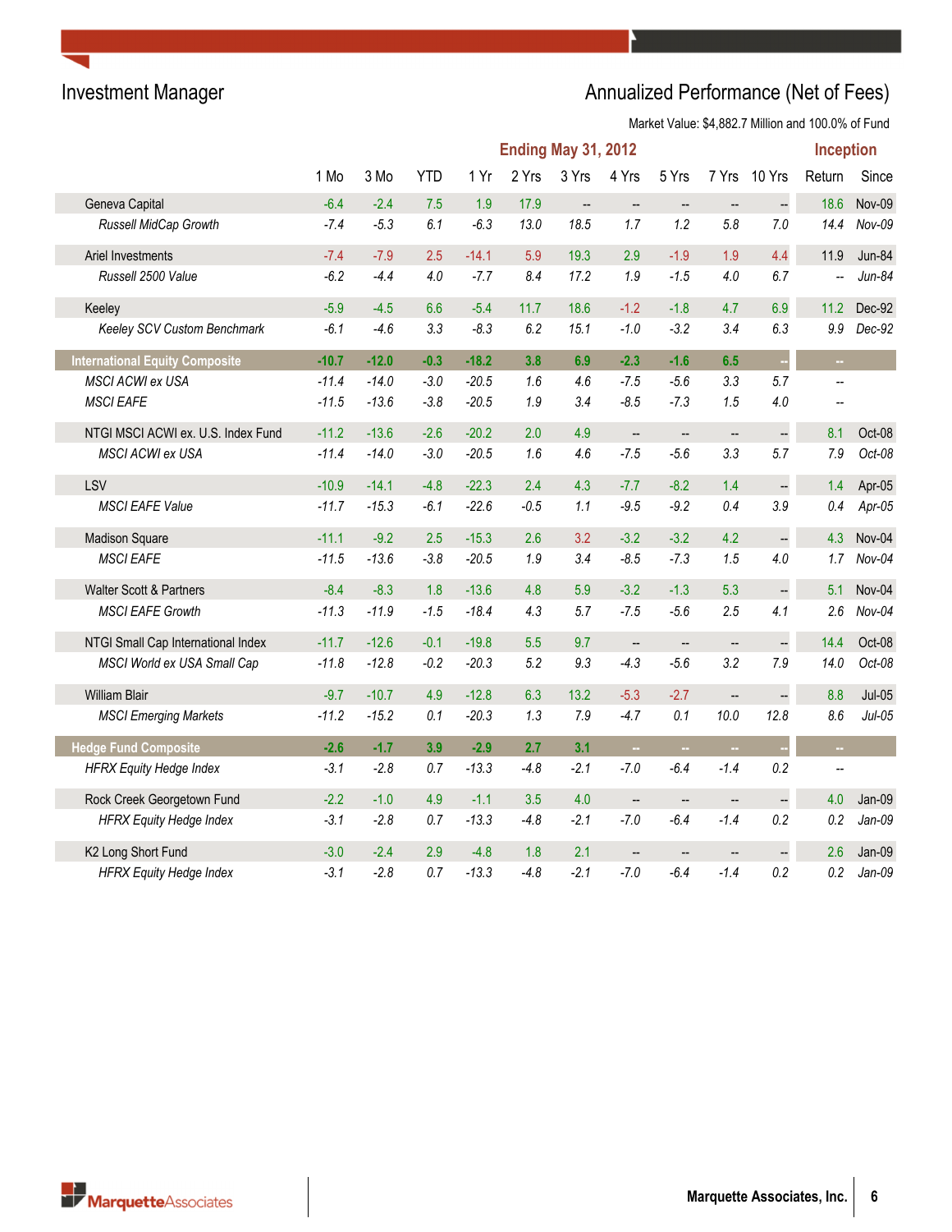## Investment Manager

## Annualized Performance (Net of Fees)

Market Value: $4,882.7 Million and 100.0% of Fund

| | Ending May 31, 2012 | | | | | | | | | | Inception | |
|---|---|---|---|---|---|---|---|---|---|---|---|---|
| | 1 Mo | 3 Mo | YTD | 1 Yr | 2 Yrs | 3 Yrs | 4 Yrs | 5 Yrs | 7 Yrs | 10 Yrs | Return | Since |
| Geneva Capital | -6.4 | -2.4 | 7.5 | 1.9 | 17.9 | -- | -- | -- | -- | -- | 18.6 | Nov-09 |
| *Russell MidCap Growth* | *-7.4* | *-5.3* | *6.1* | *-6.3* | *13.0* | *18.5* | *1.7* | *1.2* | *5.8* | *7.0* | *14.4* | *Nov-09* |
| Ariel Investments | -7.4 | -7.9 | 2.5 | -14.1 | 5.9 | 19.3 | 2.9 | -1.9 | 1.9 | 4.4 | 11.9 | Jun-84 |
| *Russell 2500 Value* | *-6.2* | *-4.4* | *4.0* | *-7.7* | *8.4* | *17.2* | *1.9* | *-1.5* | *4.0* | *6.7* | *--* | *Jun-84* |
| Keeley | -5.9 | -4.5 | 6.6 | -5.4 | 11.7 | 18.6 | -1.2 | -1.8 | 4.7 | 6.9 | 11.2 | Dec-92 |
| *Keeley SCV Custom Benchmark* | *-6.1* | *-4.6* | *3.3* | *-8.3* | *6.2* | *15.1* | *-1.0* | *-3.2* | *3.4* | *6.3* | *9.9* | *Dec-92* |
| **International Equity Composite** | **-10.7** | **-12.0** | **-0.3** | **-18.2** | **3.8** | **6.9** | **-2.3** | **-1.6** | **6.5** | **--** | **--** | |
| *MSCI ACWI ex USA* | *-11.4* | *-14.0* | *-3.0* | *-20.5* | *1.6* | *4.6* | *-7.5* | *-5.6* | *3.3* | *5.7* | *--* | |
| *MSCI EAFE* | *-11.5* | *-13.6* | *-3.8* | *-20.5* | *1.9* | *3.4* | *-8.5* | *-7.3* | *1.5* | *4.0* | *--* | |
| NTGI MSCI ACWI ex. U.S. Index Fund | -11.2 | -13.6 | -2.6 | -20.2 | 2.0 | 4.9 | -- | -- | -- | -- | 8.1 | Oct-08 |
| *MSCI ACWI ex USA* | *-11.4* | *-14.0* | *-3.0* | *-20.5* | *1.6* | *4.6* | *-7.5* | *-5.6* | *3.3* | *5.7* | *7.9* | *Oct-08* |
| LSV | -10.9 | -14.1 | -4.8 | -22.3 | 2.4 | 4.3 | -7.7 | -8.2 | 1.4 | -- | 1.4 | Apr-05 |
| *MSCI EAFE Value* | *-11.7* | *-15.3* | *-6.1* | *-22.6* | *-0.5* | *1.1* | *-9.5* | *-9.2* | *0.4* | *3.9* | *0.4* | *Apr-05* |
| Madison Square | -11.1 | -9.2 | 2.5 | -15.3 | 2.6 | 3.2 | -3.2 | -3.2 | 4.2 | -- | 4.3 | Nov-04 |
| *MSCI EAFE* | *-11.5* | *-13.6* | *-3.8* | *-20.5* | *1.9* | *3.4* | *-8.5* | *-7.3* | *1.5* | *4.0* | *1.7* | *Nov-04* |
| Walter Scott & Partners | -8.4 | -8.3 | 1.8 | -13.6 | 4.8 | 5.9 | -3.2 | -1.3 | 5.3 | -- | 5.1 | Nov-04 |
| *MSCI EAFE Growth* | *-11.3* | *-11.9* | *-1.5* | *-18.4* | *4.3* | *5.7* | *-7.5* | *-5.6* | *2.5* | *4.1* | *2.6* | *Nov-04* |
| NTGI Small Cap International Index | -11.7 | -12.6 | -0.1 | -19.8 | 5.5 | 9.7 | -- | -- | -- | -- | 14.4 | Oct-08 |
| *MSCI World ex USA Small Cap* | *-11.8* | *-12.8* | *-0.2* | *-20.3* | *5.2* | *9.3* | *-4.3* | *-5.6* | *3.2* | *7.9* | *14.0* | *Oct-08* |
| William Blair | -9.7 | -10.7 | 4.9 | -12.8 | 6.3 | 13.2 | -5.3 | -2.7 | -- | -- | 8.8 | Jul-05 |
| *MSCI Emerging Markets* | *-11.2* | *-15.2* | *0.1* | *-20.3* | *1.3* | *7.9* | *-4.7* | *0.1* | *10.0* | *12.8* | *8.6* | *Jul-05* |
| **Hedge Fund Composite** | **-2.6** | **-1.7** | **3.9** | **-2.9** | **2.7** | **3.1** | **--** | **--** | **--** | **--** | **--** | |
| *HFRX Equity Hedge Index* | *-3.1* | *-2.8* | *0.7* | *-13.3* | *-4.8* | *-2.1* | *-7.0* | *-6.4* | *-1.4* | *0.2* | *--* | |
| Rock Creek Georgetown Fund | -2.2 | -1.0 | 4.9 | -1.1 | 3.5 | 4.0 | -- | -- | -- | -- | 4.0 | Jan-09 |
| *HFRX Equity Hedge Index* | *-3.1* | *-2.8* | *0.7* | *-13.3* | *-4.8* | *-2.1* | *-7.0* | *-6.4* | *-1.4* | *0.2* | *0.2* | *Jan-09* |
| K2 Long Short Fund | -3.0 | -2.4 | 2.9 | -4.8 | 1.8 | 2.1 | -- | -- | -- | -- | 2.6 | Jan-09 |
| *HFRX Equity Hedge Index* | *-3.1* | *-2.8* | *0.7* | *-13.3* | *-4.8* | *-2.1* | *-7.0* | *-6.4* | *-1.4* | *0.2* | *0.2* | *Jan-09* |

Marquette Associates, Inc.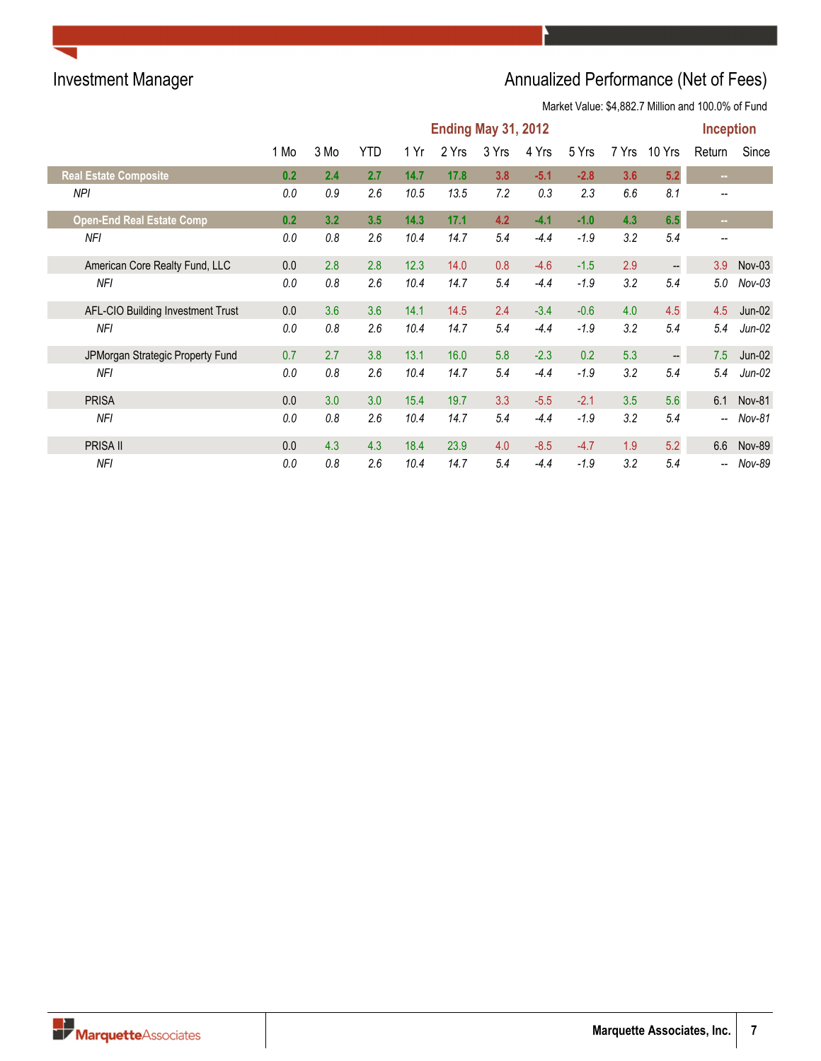## Investment Manager

## Annualized Performance (Net of Fees)

Market Value: $4,882.7 Million and 100.0% of Fund

| | Ending May 31, 2012 | | | | | | | | | | Inception | |
|---|---|---|---|---|---|---|---|---|---|---|---|---|
| | 1 Mo | 3 Mo | YTD | 1 Yr | 2 Yrs | 3 Yrs | 4 Yrs | 5 Yrs | 7 Yrs | 10 Yrs | Return | Since |
| **Real Estate Composite** | **0.2** | **2.4** | **2.7** | **14.7** | **17.8** | **3.8** | **-5.1** | **-2.8** | **3.6** | **5.2** | **--** | |
| *NPI* | *0.0* | *0.9* | *2.6* | *10.5* | *13.5* | *7.2* | *0.3* | *2.3* | *6.6* | *8.1* | *--* | |
| **Open-End Real Estate Comp** | **0.2** | **3.2** | **3.5** | **14.3** | **17.1** | **4.2** | **-4.1** | **-1.0** | **4.3** | **6.5** | **--** | |
| *NFI* | *0.0* | *0.8* | *2.6* | *10.4* | *14.7* | *5.4* | *-4.4* | *-1.9* | *3.2* | *5.4* | *--* | |
| American Core Realty Fund, LLC | 0.0 | 2.8 | 2.8 | 12.3 | 14.0 | 0.8 | -4.6 | -1.5 | 2.9 | -- | 3.9 | Nov-03 |
| *NFI* | *0.0* | *0.8* | *2.6* | *10.4* | *14.7* | *5.4* | *-4.4* | *-1.9* | *3.2* | *5.4* | *5.0* | *Nov-03* |
| AFL-CIO Building Investment Trust | 0.0 | 3.6 | 3.6 | 14.1 | 14.5 | 2.4 | -3.4 | -0.6 | 4.0 | 4.5 | 4.5 | Jun-02 |
| *NFI* | *0.0* | *0.8* | *2.6* | *10.4* | *14.7* | *5.4* | *-4.4* | *-1.9* | *3.2* | *5.4* | *5.4* | *Jun-02* |
| JPMorgan Strategic Property Fund | 0.7 | 2.7 | 3.8 | 13.1 | 16.0 | 5.8 | -2.3 | 0.2 | 5.3 | -- | 7.5 | Jun-02 |
| *NFI* | *0.0* | *0.8* | *2.6* | *10.4* | *14.7* | *5.4* | *-4.4* | *-1.9* | *3.2* | *5.4* | *5.4* | *Jun-02* |
| PRISA | 0.0 | 3.0 | 3.0 | 15.4 | 19.7 | 3.3 | -5.5 | -2.1 | 3.5 | 5.6 | 6.1 | Nov-81 |
| *NFI* | *0.0* | *0.8* | *2.6* | *10.4* | *14.7* | *5.4* | *-4.4* | *-1.9* | *3.2* | *5.4* | *--* | *Nov-81* |
| PRISA II | 0.0 | 4.3 | 4.3 | 18.4 | 23.9 | 4.0 | -8.5 | -4.7 | 1.9 | 5.2 | 6.6 | Nov-89 |
| *NFI* | *0.0* | *0.8* | *2.6* | *10.4* | *14.7* | *5.4* | *-4.4* | *-1.9* | *3.2* | *5.4* | *--* | *Nov-89* |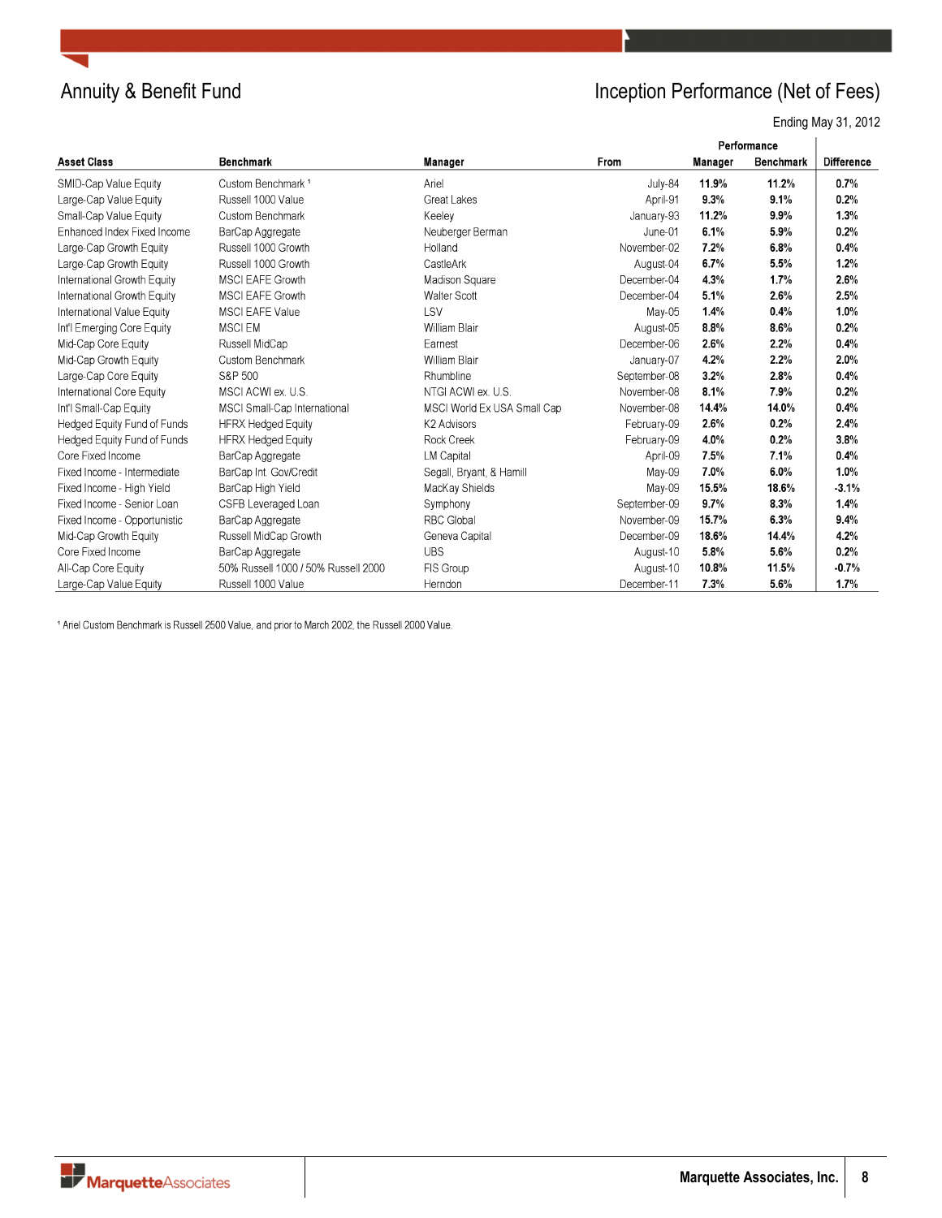## Annity & Benefit Fund

## Inception Performance (Net of Fees)

Ending May 31, 2012

| Asset Class | Benchmark | Manager | From | Performance Manager | Performance Benchmark | Difference |
|---|---|---|---|---|---|---|
| SMID-Cap Value Equity | Custom Benchmark [1] | Ariel | July-84 | 11.9% | 11.2% | 0.7% |
| Large-Cap Value Equity | Russell 1000 Value | Great Lakes | April-91 | 9.3% | 9.1% | 0.2% |
| Small-Cap Value Equity | Custom Benchmark | Keeley | January-93 | 11.2% | 9.9% | 1.3% |
| Enhanced Index Fixed Income | BarCap Aggregate | Neuberger Berman | June-01 | 6.1% | 5.9% | 0.2% |
| Large-Cap Growth Equity | Russell 1000 Growth | Holland | November-02 | 7.2% | 6.8% | 0.4% |
| Large-Cap Growth Equity | Russell 1000 Growth | CastleArk | August-04 | 6.7% | 5.5% | 1.2% |
| International Growth Equity | MSCI EAFE Growth | Madison Square | December-04 | 4.3% | 1.7% | 2.6% |
| International Growth Equity | MSCI EAFE Growth | Walter Scott | December-04 | 5.1% | 2.6% | 2.5% |
| International Value Equity | MSCI EAFE Value | LSV | May-05 | 1.4% | 0.4% | 1.0% |
| Int'l Emerging Core Equity | MSCI EM | William Blair | August-05 | 8.8% | 8.6% | 0.2% |
| Mid-Cap Core Equity | Russell MidCap | Earnest | December-06 | 2.6% | 2.2% | 0.4% |
| Mid-Cap Growth Equity | Custom Benchmark | William Blair | January-07 | 4.2% | 2.2% | 2.0% |
| Large-Cap Core Equity | S&P 500 | Rhumbline | September-08 | 3.2% | 2.8% | 0.4% |
| International Core Equity | MSCI ACWI ex. U.S. | NTGI ACWI ex. U.S. | November-08 | 8.1% | 7.9% | 0.2% |
| Int'l Small-Cap Equity | MSCI Small-Cap International | MSCI World Ex USA Small Cap | November-08 | 14.4% | 14.0% | 0.4% |
| Hedged Equity Fund of Funds | HFRX Hedged Equity | K2 Advisors | February-09 | 2.6% | 0.2% | 2.4% |
| Hedged Equity Fund of Funds | HFRX Hedged Equity | Rock Creek | February-09 | 4.0% | 0.2% | 3.8% |
| Core Fixed Income | BarCap Aggregate | LM Capital | April-09 | 7.5% | 7.1% | 0.4% |
| Fixed Income - Intermediate | BarCap Int. Gov/Credit | Segall, Bryant, & Hamill | May-09 | 7.0% | 6.0% | 1.0% |
| Fixed Income - High Yield | BarCap High Yield | MacKay Shields | May-09 | 15.5% | 18.6% | -3.1% |
| Fixed Income - Senior Loan | CSFB Leveraged Loan | Symphony | September-09 | 9.7% | 8.3% | 1.4% |
| Fixed Income - Opportunistic | BarCap Aggregate | RBC Global | November-09 | 15.7% | 6.3% | 9.4% |
| Mid-Cap Growth Equity | Russell MidCap Growth | Geneva Capital | December-09 | 18.6% | 14.4% | 4.2% |
| Core Fixed Income | BarCap Aggregate | UBS | August-10 | 5.8% | 5.6% | 0.2% |
| All-Cap Core Equity | 50% Russell 1000 / 50% Russell 2000 | FIS Group | August-10 | 10.8% | 11.5% | -0.7% |
| Large-Cap Value Equity | Russell 1000 Value | Herndon | December-11 | 7.3% | 5.6% | 1.7% |

[1] Ariel Custom Benchmark is Russell 2500 Value, and prior to March 2002, the Russell 2000 Value.